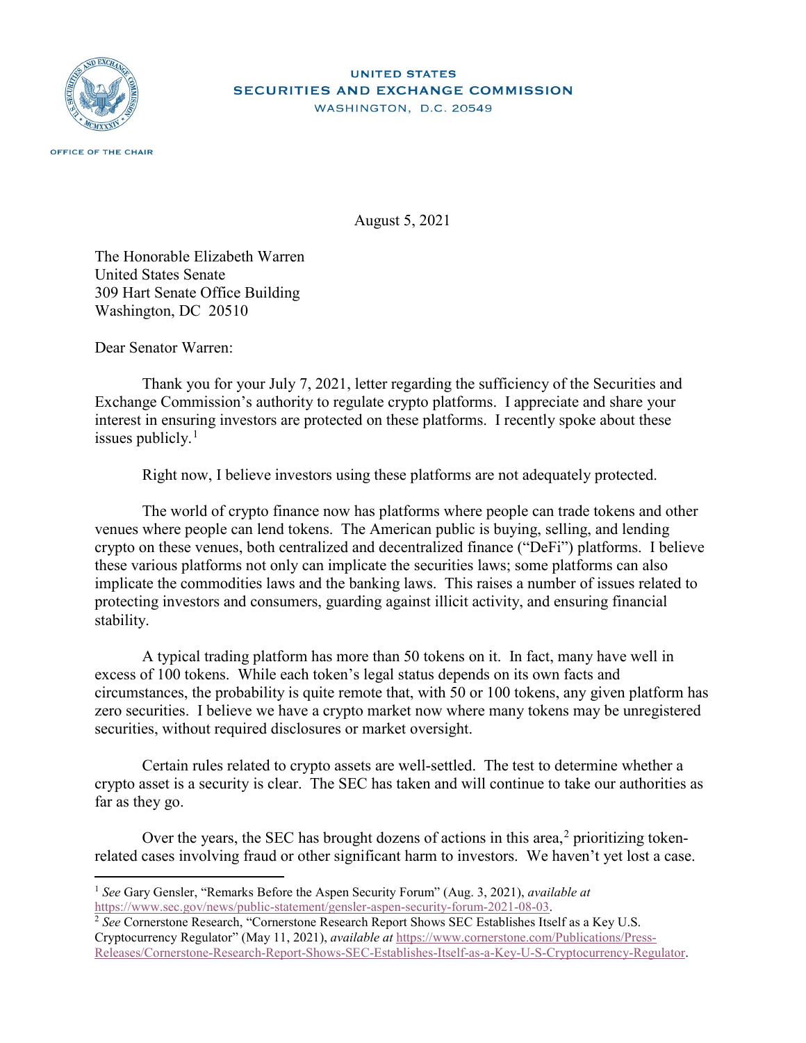UNITED STATES
SECURITIES AND EXCHANGE COMMISSION
WASHINGTON, D.C. 20549

OFFICE OF THE CHAIR

August 5, 2021

The Honorable Elizabeth Warren
United States Senate
309 Hart Senate Office Building
Washington, DC 20510

Dear Senator Warren:

Thank you for your July 7, 2021, letter regarding the sufficiency of the Securities and Exchange Commission's authority to regulate crypto platforms. I appreciate and share your interest in ensuring investors are protected on these platforms. I recently spoke about these issues publicly.[1]

Right now, I believe investors using these platforms are not adequately protected.

The world of crypto finance now has platforms where people can trade tokens and other venues where people can lend tokens. The American public is buying, selling, and lending crypto on these venues, both centralized and decentralized finance ("DeFi") platforms. I believe these various platforms not only can implicate the securities laws; some platforms can also implicate the commodities laws and the banking laws. This raises a number of issues related to protecting investors and consumers, guarding against illicit activity, and ensuring financial stability.

A typical trading platform has more than 50 tokens on it. In fact, many have well in excess of 100 tokens. While each token's legal status depends on its own facts and circumstances, the probability is quite remote that, with 50 or 100 tokens, any given platform has zero securities. I believe we have a crypto market now where many tokens may be unregistered securities, without required disclosures or market oversight.

Certain rules related to crypto assets are well-settled. The test to determine whether a crypto asset is a security is clear. The SEC has taken and will continue to take our authorities as far as they go.

Over the years, the SEC has brought dozens of actions in this area,[2] prioritizing token-related cases involving fraud or other significant harm to investors. We haven't yet lost a case.

---

[1] *See* Gary Gensler, "Remarks Before the Aspen Security Forum" (Aug. 3, 2021), *available at* https://www.sec.gov/news/public-statement/gensler-aspen-security-forum-2021-08-03.

[2] *See* Cornerstone Research, "Cornerstone Research Report Shows SEC Establishes Itself as a Key U.S. Cryptocurrency Regulator" (May 11, 2021), *available at* https://www.cornerstone.com/Publications/Press-Releases/Cornerstone-Research-Report-Shows-SEC-Establishes-Itself-as-a-Key-U-S-Cryptocurrency-Regulator.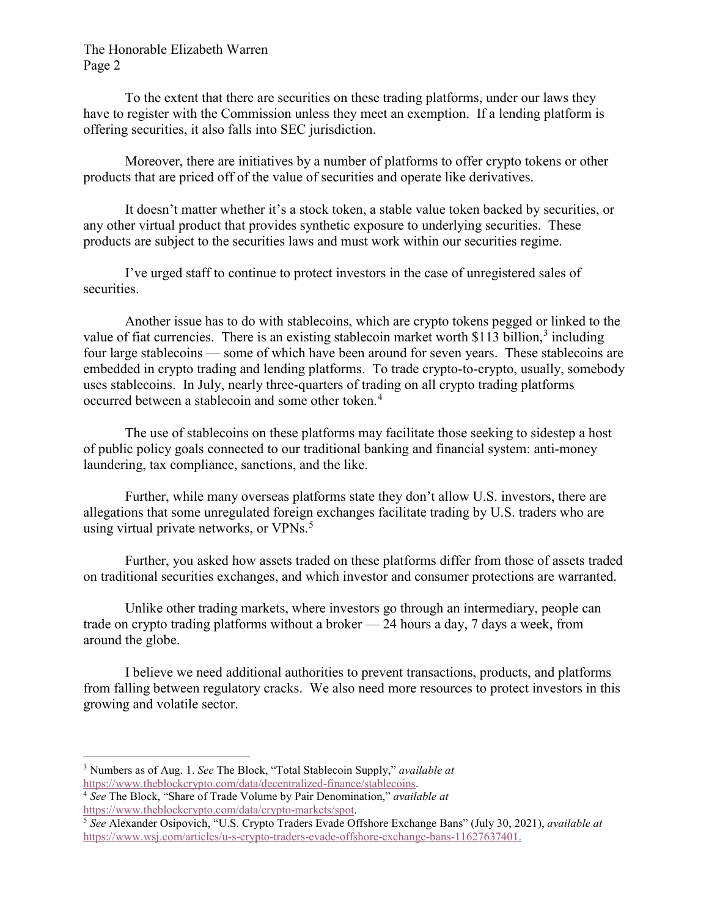To the extent that there are securities on these trading platforms, under our laws they have to register with the Commission unless they meet an exemption. If a lending platform is offering securities, it also falls into SEC jurisdiction.

Moreover, there are initiatives by a number of platforms to offer crypto tokens or other products that are priced off of the value of securities and operate like derivatives.

It doesn't matter whether it's a stock token, a stable value token backed by securities, or any other virtual product that provides synthetic exposure to underlying securities. These products are subject to the securities laws and must work within our securities regime.

I've urged staff to continue to protect investors in the case of unregistered sales of securities.

Another issue has to do with stablecoins, which are crypto tokens pegged or linked to the value of fiat currencies. There is an existing stablecoin market worth $113 billion,[3] including four large stablecoins — some of which have been around for seven years. These stablecoins are embedded in crypto trading and lending platforms. To trade crypto-to-crypto, usually, somebody uses stablecoins. In July, nearly three-quarters of trading on all crypto trading platforms occurred between a stablecoin and some other token.[4]

The use of stablecoins on these platforms may facilitate those seeking to sidestep a host of public policy goals connected to our traditional banking and financial system: anti-money laundering, tax compliance, sanctions, and the like.

Further, while many overseas platforms state they don't allow U.S. investors, there are allegations that some unregulated foreign exchanges facilitate trading by U.S. traders who are using virtual private networks, or VPNs.[5]

Further, you asked how assets traded on these platforms differ from those of assets traded on traditional securities exchanges, and which investor and consumer protections are warranted.

Unlike other trading markets, where investors go through an intermediary, people can trade on crypto trading platforms without a broker — 24 hours a day, 7 days a week, from around the globe.

I believe we need additional authorities to prevent transactions, products, and platforms from falling between regulatory cracks. We also need more resources to protect investors in this growing and volatile sector.

---

[3] Numbers as of Aug. 1. *See* The Block, "Total Stablecoin Supply," *available at* https://www.theblockcrypto.com/data/decentralized-finance/stablecoins.

[4] *See* The Block, "Share of Trade Volume by Pair Denomination," *available at* https://www.theblockcrypto.com/data/crypto-markets/spot.

[5] *See* Alexander Osipovich, "U.S. Crypto Traders Evade Offshore Exchange Bans" (July 30, 2021), *available at* https://www.wsj.com/articles/u-s-crypto-traders-evade-offshore-exchange-bans-11627637401.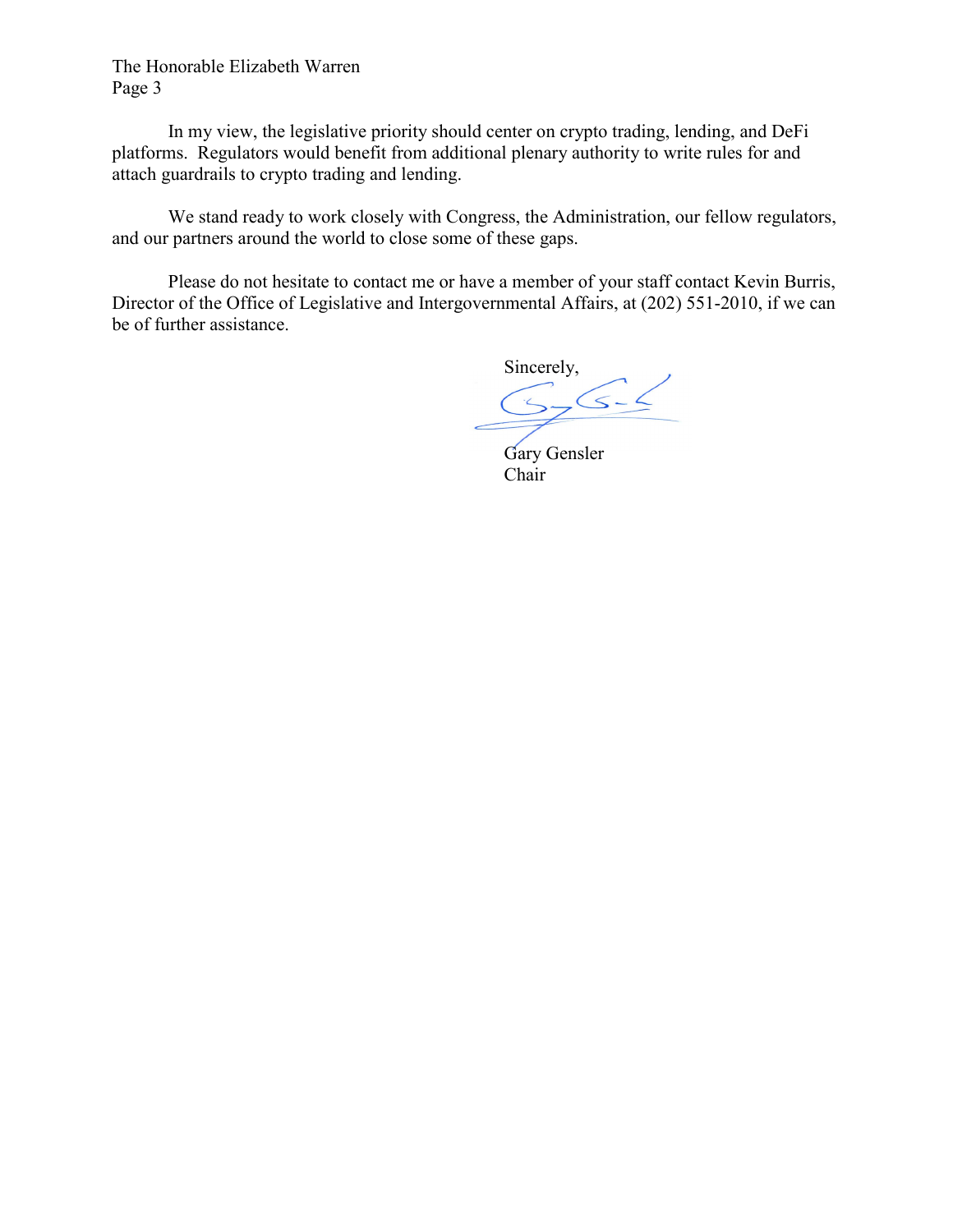In my view, the legislative priority should center on crypto trading, lending, and DeFi platforms. Regulators would benefit from additional plenary authority to write rules for and attach guardrails to crypto trading and lending.

We stand ready to work closely with Congress, the Administration, our fellow regulators, and our partners around the world to close some of these gaps.

Please do not hesitate to contact me or have a member of your staff contact Kevin Burris, Director of the Office of Legislative and Intergovernmental Affairs, at (202) 551-2010, if we can be of further assistance.

Sincerely,

Gary Gensler
Chair